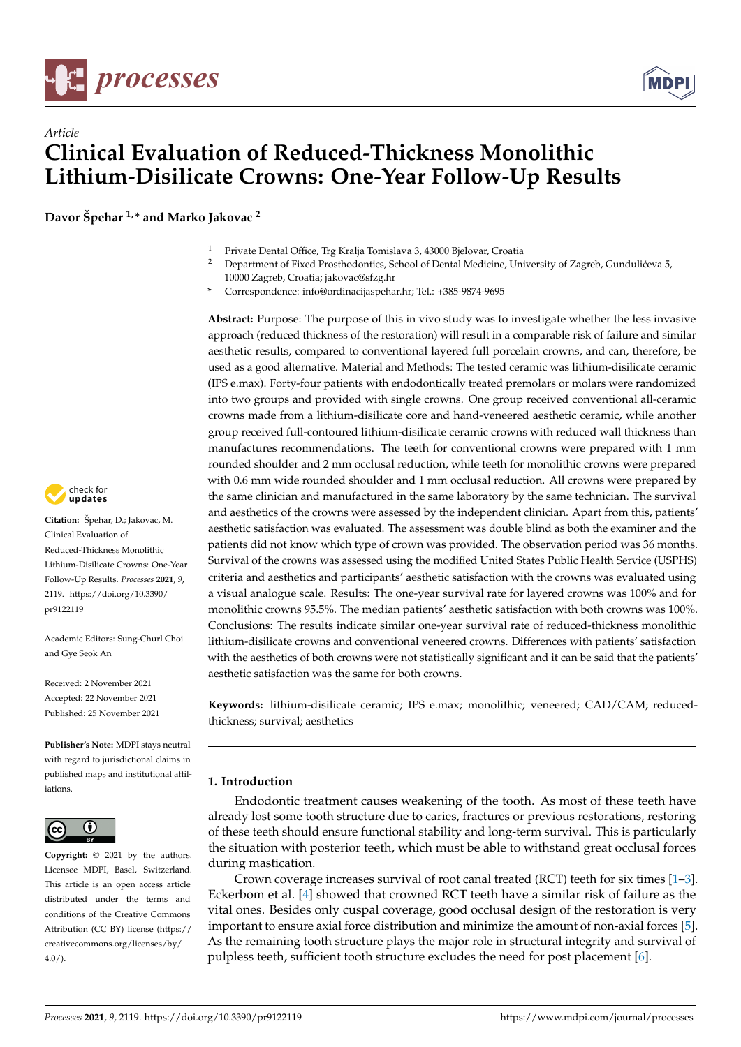Article

# Clinical Evaluation of Reduced-Thickness Monolithic Lithium-Disilicate Crowns: One-Year Follow-Up Results

**Davor Špehar [1,*] and Marko Jakovac [2]**

[1] Private Dental Office, Trg Kralja Tomislava 3, 43000 Bjelovar, Croatia
[2] Department of Fixed Prosthodontics, School of Dental Medicine, University of Zagreb, Gundulićeva 5, 10000 Zagreb, Croatia; jakovac@sfzg.hr
[*] Correspondence: info@ordinacijaspehar.hr; Tel.: +385-9874-9695

**Abstract:** Purpose: The purpose of this in vivo study was to investigate whether the less invasive approach (reduced thickness of the restoration) will result in a comparable risk of failure and similar aesthetic results, compared to conventional layered full porcelain crowns, and can, therefore, be used as a good alternative. Material and Methods: The tested ceramic was lithium-disilicate ceramic (IPS e.max). Forty-four patients with endodontically treated premolars or molars were randomized into two groups and provided with single crowns. One group received conventional all-ceramic crowns made from a lithium-disilicate core and hand-veneered aesthetic ceramic, while another group received full-contoured lithium-disilicate ceramic crowns with reduced wall thickness than manufactures recommendations. The teeth for conventional crowns were prepared with 1 mm rounded shoulder and 2 mm occlusal reduction, while teeth for monolithic crowns were prepared with 0.6 mm wide rounded shoulder and 1 mm occlusal reduction. All crowns were prepared by the same clinician and manufactured in the same laboratory by the same technician. The survival and aesthetics of the crowns were assessed by the independent clinician. Apart from this, patients' aesthetic satisfaction was evaluated. The assessment was double blind as both the examiner and the patients did not know which type of crown was provided. The observation period was 36 months. Survival of the crowns was assessed using the modified United States Public Health Service (USPHS) criteria and aesthetics and participants' aesthetic satisfaction with the crowns was evaluated using a visual analogue scale. Results: The one-year survival rate for layered crowns was 100% and for monolithic crowns 95.5%. The median patients' aesthetic satisfaction with both crowns was 100%. Conclusions: The results indicate similar one-year survival rate of reduced-thickness monolithic lithium-disilicate crowns and conventional veneered crowns. Differences with patients' satisfaction with the aesthetics of both crowns were not statistically significant and it can be said that the patients' aesthetic satisfaction was the same for both crowns.

**Keywords:** lithium-disilicate ceramic; IPS e.max; monolithic; veneered; CAD/CAM; reduced-thickness; survival; aesthetics

**Citation:** Špehar, D.; Jakovac, M. Clinical Evaluation of Reduced-Thickness Monolithic Lithium-Disilicate Crowns: One-Year Follow-Up Results. *Processes* **2021**, *9*, 2119. https://doi.org/10.3390/pr9122119

Academic Editors: Sung-Churl Choi and Gye Seok An

Received: 2 November 2021
Accepted: 22 November 2021
Published: 25 November 2021

**Publisher's Note:** MDPI stays neutral with regard to jurisdictional claims in published maps and institutional affiliations.

**Copyright:** © 2021 by the authors. Licensee MDPI, Basel, Switzerland. This article is an open access article distributed under the terms and conditions of the Creative Commons Attribution (CC BY) license (https://creativecommons.org/licenses/by/4.0/).

## 1. Introduction

Endodontic treatment causes weakening of the tooth. As most of these teeth have already lost some tooth structure due to caries, fractures or previous restorations, restoring of these teeth should ensure functional stability and long-term survival. This is particularly the situation with posterior teeth, which must be able to withstand great occlusal forces during mastication.

Crown coverage increases survival of root canal treated (RCT) teeth for six times [1–3]. Eckerbom et al. [4] showed that crowned RCT teeth have a similar risk of failure as the vital ones. Besides only cuspal coverage, good occlusal design of the restoration is very important to ensure axial force distribution and minimize the amount of non-axial forces [5]. As the remaining tooth structure plays the major role in structural integrity and survival of pulpless teeth, sufficient tooth structure excludes the need for post placement [6].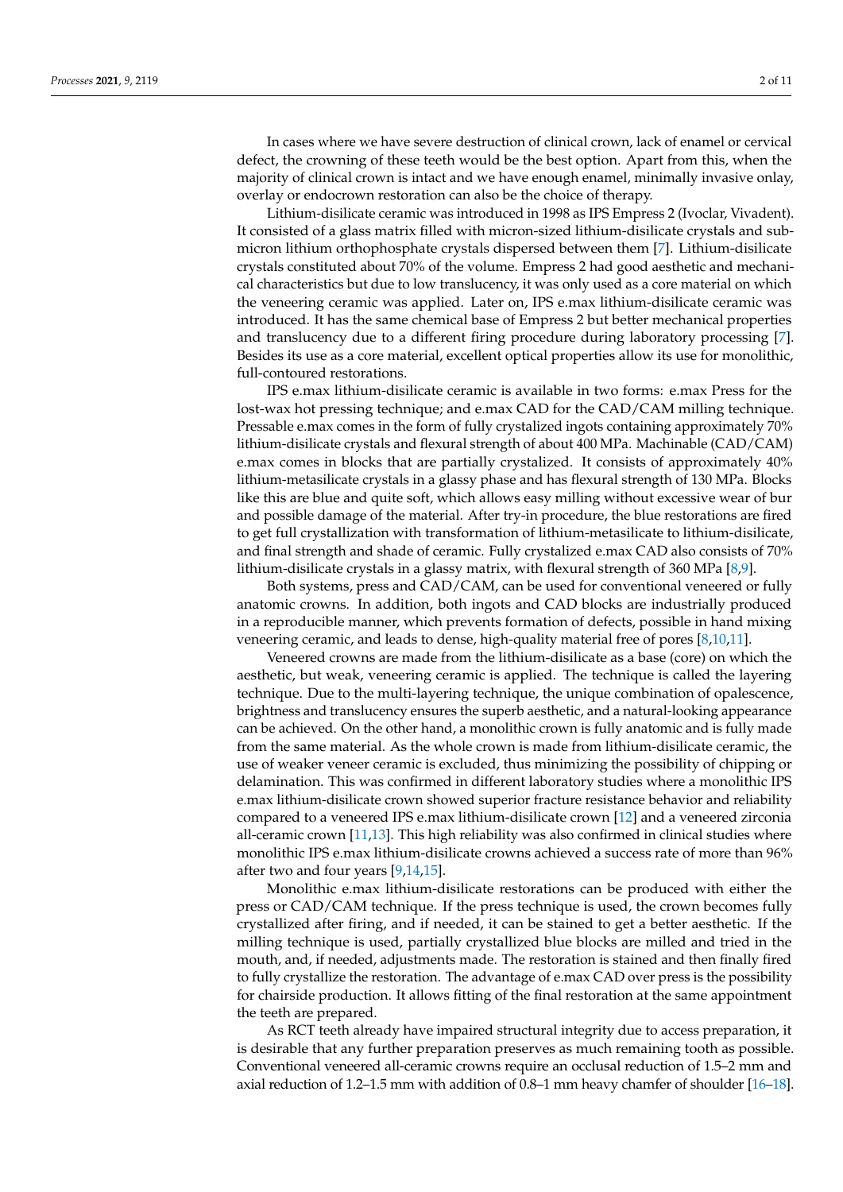In cases where we have severe destruction of clinical crown, lack of enamel or cervical defect, the crowning of these teeth would be the best option. Apart from this, when the majority of clinical crown is intact and we have enough enamel, minimally invasive onlay, overlay or endocrown restoration can also be the choice of therapy.

Lithium-disilicate ceramic was introduced in 1998 as IPS Empress 2 (Ivoclar, Vivadent). It consisted of a glass matrix filled with micron-sized lithium-disilicate crystals and sub-micron lithium orthophosphate crystals dispersed between them [7]. Lithium-disilicate crystals constituted about 70% of the volume. Empress 2 had good aesthetic and mechanical characteristics but due to low translucency, it was only used as a core material on which the veneering ceramic was applied. Later on, IPS e.max lithium-disilicate ceramic was introduced. It has the same chemical base of Empress 2 but better mechanical properties and translucency due to a different firing procedure during laboratory processing [7]. Besides its use as a core material, excellent optical properties allow its use for monolithic, full-contoured restorations.

IPS e.max lithium-disilicate ceramic is available in two forms: e.max Press for the lost-wax hot pressing technique; and e.max CAD for the CAD/CAM milling technique. Pressable e.max comes in the form of fully crystalized ingots containing approximately 70% lithium-disilicate crystals and flexural strength of about 400 MPa. Machinable (CAD/CAM) e.max comes in blocks that are partially crystalized. It consists of approximately 40% lithium-metasilicate crystals in a glassy phase and has flexural strength of 130 MPa. Blocks like this are blue and quite soft, which allows easy milling without excessive wear of bur and possible damage of the material. After try-in procedure, the blue restorations are fired to get full crystallization with transformation of lithium-metasilicate to lithium-disilicate, and final strength and shade of ceramic. Fully crystalized e.max CAD also consists of 70% lithium-disilicate crystals in a glassy matrix, with flexural strength of 360 MPa [8,9].

Both systems, press and CAD/CAM, can be used for conventional veneered or fully anatomic crowns. In addition, both ingots and CAD blocks are industrially produced in a reproducible manner, which prevents formation of defects, possible in hand mixing veneering ceramic, and leads to dense, high-quality material free of pores [8,10,11].

Veneered crowns are made from the lithium-disilicate as a base (core) on which the aesthetic, but weak, veneering ceramic is applied. The technique is called the layering technique. Due to the multi-layering technique, the unique combination of opalescence, brightness and translucency ensures the superb aesthetic, and a natural-looking appearance can be achieved. On the other hand, a monolithic crown is fully anatomic and is fully made from the same material. As the whole crown is made from lithium-disilicate ceramic, the use of weaker veneer ceramic is excluded, thus minimizing the possibility of chipping or delamination. This was confirmed in different laboratory studies where a monolithic IPS e.max lithium-disilicate crown showed superior fracture resistance behavior and reliability compared to a veneered IPS e.max lithium-disilicate crown [12] and a veneered zirconia all-ceramic crown [11,13]. This high reliability was also confirmed in clinical studies where monolithic IPS e.max lithium-disilicate crowns achieved a success rate of more than 96% after two and four years [9,14,15].

Monolithic e.max lithium-disilicate restorations can be produced with either the press or CAD/CAM technique. If the press technique is used, the crown becomes fully crystallized after firing, and if needed, it can be stained to get a better aesthetic. If the milling technique is used, partially crystallized blue blocks are milled and tried in the mouth, and, if needed, adjustments made. The restoration is stained and then finally fired to fully crystallize the restoration. The advantage of e.max CAD over press is the possibility for chairside production. It allows fitting of the final restoration at the same appointment the teeth are prepared.

As RCT teeth already have impaired structural integrity due to access preparation, it is desirable that any further preparation preserves as much remaining tooth as possible. Conventional veneered all-ceramic crowns require an occlusal reduction of 1.5–2 mm and axial reduction of 1.2–1.5 mm with addition of 0.8–1 mm heavy chamfer of shoulder [16–18].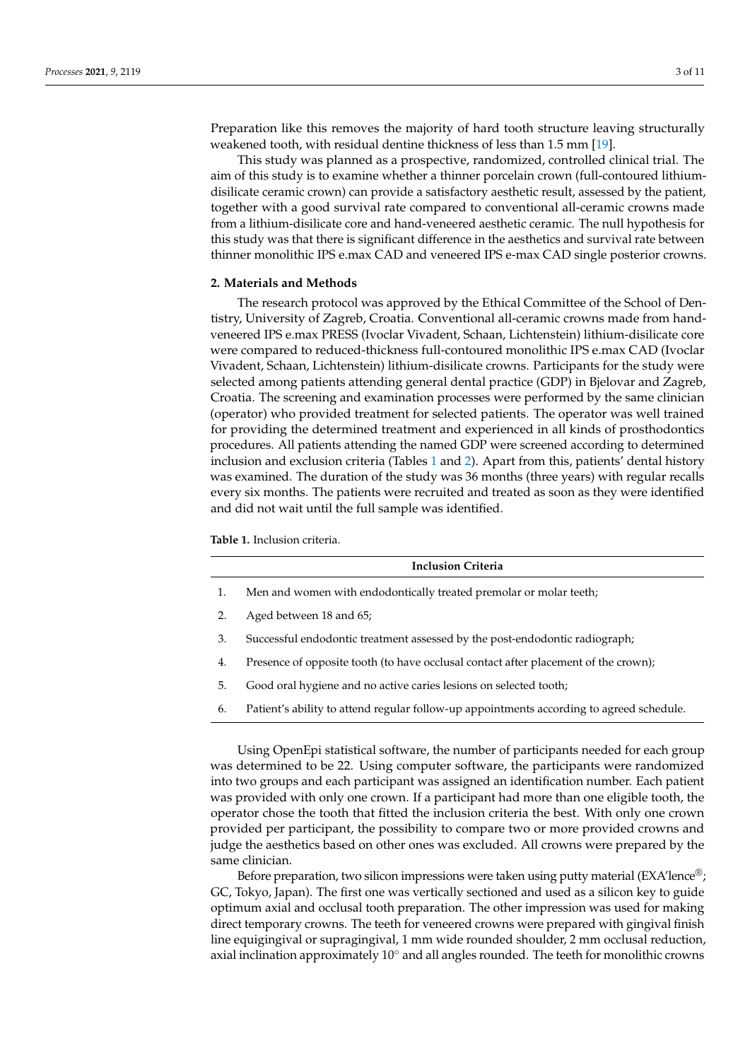Preparation like this removes the majority of hard tooth structure leaving structurally weakened tooth, with residual dentine thickness of less than 1.5 mm [19].

This study was planned as a prospective, randomized, controlled clinical trial. The aim of this study is to examine whether a thinner porcelain crown (full-contoured lithium-disilicate ceramic crown) can provide a satisfactory aesthetic result, assessed by the patient, together with a good survival rate compared to conventional all-ceramic crowns made from a lithium-disilicate core and hand-veneered aesthetic ceramic. The null hypothesis for this study was that there is significant difference in the aesthetics and survival rate between thinner monolithic IPS e.max CAD and veneered IPS e-max CAD single posterior crowns.

## 2. Materials and Methods

The research protocol was approved by the Ethical Committee of the School of Dentistry, University of Zagreb, Croatia. Conventional all-ceramic crowns made from hand-veneered IPS e.max PRESS (Ivoclar Vivadent, Schaan, Lichtenstein) lithium-disilicate core were compared to reduced-thickness full-contoured monolithic IPS e.max CAD (Ivoclar Vivadent, Schaan, Lichtenstein) lithium-disilicate crowns. Participants for the study were selected among patients attending general dental practice (GDP) in Bjelovar and Zagreb, Croatia. The screening and examination processes were performed by the same clinician (operator) who provided treatment for selected patients. The operator was well trained for providing the determined treatment and experienced in all kinds of prosthodontics procedures. All patients attending the named GDP were screened according to determined inclusion and exclusion criteria (Tables 1 and 2). Apart from this, patients' dental history was examined. The duration of the study was 36 months (three years) with regular recalls every six months. The patients were recruited and treated as soon as they were identified and did not wait until the full sample was identified.

**Table 1.** Inclusion criteria.

| Inclusion Criteria |
|---|
| 1. Men and women with endodontically treated premolar or molar teeth; |
| 2. Aged between 18 and 65; |
| 3. Successful endodontic treatment assessed by the post-endodontic radiograph; |
| 4. Presence of opposite tooth (to have occlusal contact after placement of the crown); |
| 5. Good oral hygiene and no active caries lesions on selected tooth; |
| 6. Patient's ability to attend regular follow-up appointments according to agreed schedule. |

Using OpenEpi statistical software, the number of participants needed for each group was determined to be 22. Using computer software, the participants were randomized into two groups and each participant was assigned an identification number. Each patient was provided with only one crown. If a participant had more than one eligible tooth, the operator chose the tooth that fitted the inclusion criteria the best. With only one crown provided per participant, the possibility to compare two or more provided crowns and judge the aesthetics based on other ones was excluded. All crowns were prepared by the same clinician.

Before preparation, two silicon impressions were taken using putty material (EXA'lence®; GC, Tokyo, Japan). The first one was vertically sectioned and used as a silicon key to guide optimum axial and occlusal tooth preparation. The other impression was used for making direct temporary crowns. The teeth for veneered crowns were prepared with gingival finish line equigingival or supragingival, 1 mm wide rounded shoulder, 2 mm occlusal reduction, axial inclination approximately 10° and all angles rounded. The teeth for monolithic crowns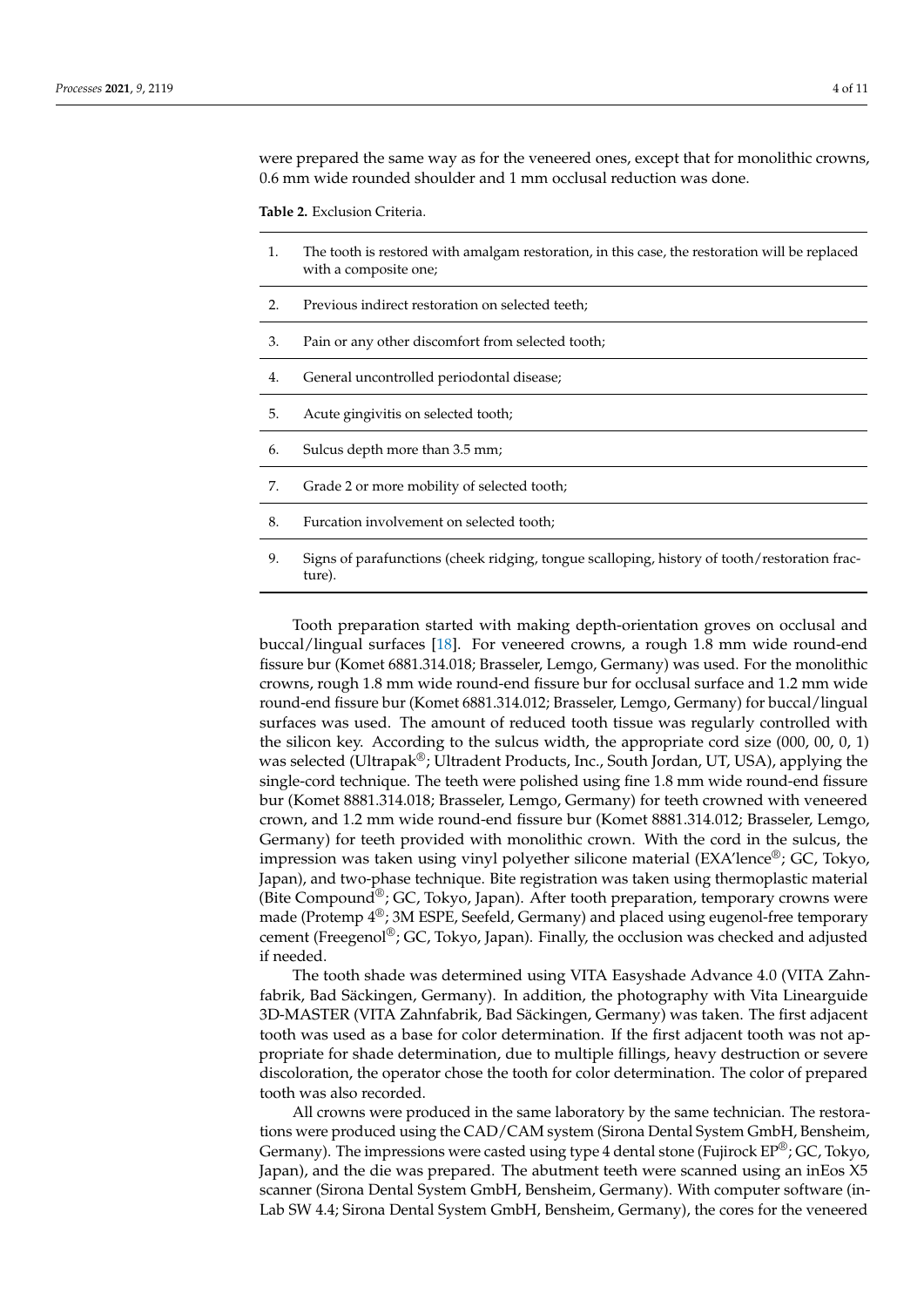were prepared the same way as for the veneered ones, except that for monolithic crowns, 0.6 mm wide rounded shoulder and 1 mm occlusal reduction was done.

**Table 2.** Exclusion Criteria.

| | |
|---|---|
| 1. | The tooth is restored with amalgam restoration, in this case, the restoration will be replaced with a composite one; |
| 2. | Previous indirect restoration on selected teeth; |
| 3. | Pain or any other discomfort from selected tooth; |
| 4. | General uncontrolled periodontal disease; |
| 5. | Acute gingivitis on selected tooth; |
| 6. | Sulcus depth more than 3.5 mm; |
| 7. | Grade 2 or more mobility of selected tooth; |
| 8. | Furcation involvement on selected tooth; |
| 9. | Signs of parafunctions (cheek ridging, tongue scalloping, history of tooth/restoration fracture). |

Tooth preparation started with making depth-orientation groves on occlusal and buccal/lingual surfaces [18]. For veneered crowns, a rough 1.8 mm wide round-end fissure bur (Komet 6881.314.018; Brasseler, Lemgo, Germany) was used. For the monolithic crowns, rough 1.8 mm wide round-end fissure bur for occlusal surface and 1.2 mm wide round-end fissure bur (Komet 6881.314.012; Brasseler, Lemgo, Germany) for buccal/lingual surfaces was used. The amount of reduced tooth tissue was regularly controlled with the silicon key. According to the sulcus width, the appropriate cord size (000, 00, 0, 1) was selected (Ultrapak®; Ultradent Products, Inc., South Jordan, UT, USA), applying the single-cord technique. The teeth were polished using fine 1.8 mm wide round-end fissure bur (Komet 8881.314.018; Brasseler, Lemgo, Germany) for teeth crowned with veneered crown, and 1.2 mm wide round-end fissure bur (Komet 8881.314.012; Brasseler, Lemgo, Germany) for teeth provided with monolithic crown. With the cord in the sulcus, the impression was taken using vinyl polyether silicone material (EXA'lence®; GC, Tokyo, Japan), and two-phase technique. Bite registration was taken using thermoplastic material (Bite Compound®; GC, Tokyo, Japan). After tooth preparation, temporary crowns were made (Protemp 4®; 3M ESPE, Seefeld, Germany) and placed using eugenol-free temporary cement (Freegenol®; GC, Tokyo, Japan). Finally, the occlusion was checked and adjusted if needed.

The tooth shade was determined using VITA Easyshade Advance 4.0 (VITA Zahnfabrik, Bad Säckingen, Germany). In addition, the photography with Vita Linearguide 3D-MASTER (VITA Zahnfabrik, Bad Säckingen, Germany) was taken. The first adjacent tooth was used as a base for color determination. If the first adjacent tooth was not appropriate for shade determination, due to multiple fillings, heavy destruction or severe discoloration, the operator chose the tooth for color determination. The color of prepared tooth was also recorded.

All crowns were produced in the same laboratory by the same technician. The restorations were produced using the CAD/CAM system (Sirona Dental System GmbH, Bensheim, Germany). The impressions were casted using type 4 dental stone (Fujirock EP®; GC, Tokyo, Japan), and the die was prepared. The abutment teeth were scanned using an inEos X5 scanner (Sirona Dental System GmbH, Bensheim, Germany). With computer software (inLab SW 4.4; Sirona Dental System GmbH, Bensheim, Germany), the cores for the veneered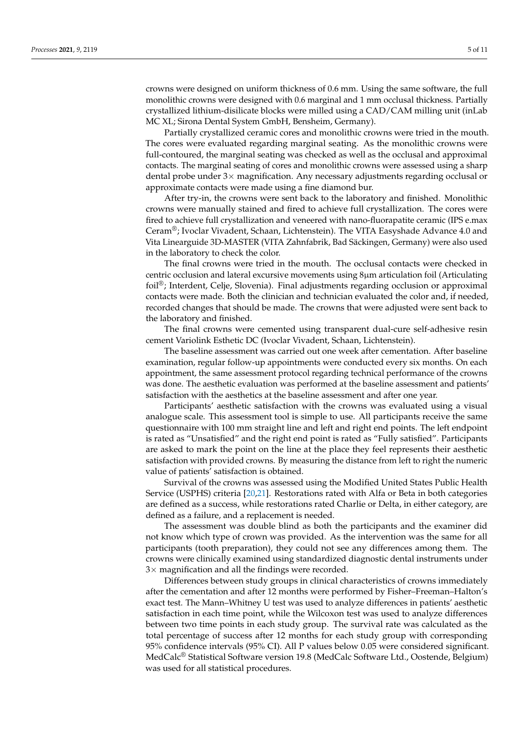crowns were designed on uniform thickness of 0.6 mm. Using the same software, the full monolithic crowns were designed with 0.6 marginal and 1 mm occlusal thickness. Partially crystallized lithium-disilicate blocks were milled using a CAD/CAM milling unit (inLab MC XL; Sirona Dental System GmbH, Bensheim, Germany).

Partially crystallized ceramic cores and monolithic crowns were tried in the mouth. The cores were evaluated regarding marginal seating. As the monolithic crowns were full-contoured, the marginal seating was checked as well as the occlusal and approximal contacts. The marginal seating of cores and monolithic crowns were assessed using a sharp dental probe under 3× magnification. Any necessary adjustments regarding occlusal or approximate contacts were made using a fine diamond bur.

After try-in, the crowns were sent back to the laboratory and finished. Monolithic crowns were manually stained and fired to achieve full crystallization. The cores were fired to achieve full crystallization and veneered with nano-fluorapatite ceramic (IPS e.max Ceram®; Ivoclar Vivadent, Schaan, Lichtenstein). The VITA Easyshade Advance 4.0 and Vita Linearguide 3D-MASTER (VITA Zahnfabrik, Bad Säckingen, Germany) were also used in the laboratory to check the color.

The final crowns were tried in the mouth. The occlusal contacts were checked in centric occlusion and lateral excursive movements using 8μm articulation foil (Articulating foil®; Interdent, Celje, Slovenia). Final adjustments regarding occlusion or approximal contacts were made. Both the clinician and technician evaluated the color and, if needed, recorded changes that should be made. The crowns that were adjusted were sent back to the laboratory and finished.

The final crowns were cemented using transparent dual-cure self-adhesive resin cement Variolink Esthetic DC (Ivoclar Vivadent, Schaan, Lichtenstein).

The baseline assessment was carried out one week after cementation. After baseline examination, regular follow-up appointments were conducted every six months. On each appointment, the same assessment protocol regarding technical performance of the crowns was done. The aesthetic evaluation was performed at the baseline assessment and patients' satisfaction with the aesthetics at the baseline assessment and after one year.

Participants' aesthetic satisfaction with the crowns was evaluated using a visual analogue scale. This assessment tool is simple to use. All participants receive the same questionnaire with 100 mm straight line and left and right end points. The left endpoint is rated as "Unsatisfied" and the right end point is rated as "Fully satisfied". Participants are asked to mark the point on the line at the place they feel represents their aesthetic satisfaction with provided crowns. By measuring the distance from left to right the numeric value of patients' satisfaction is obtained.

Survival of the crowns was assessed using the Modified United States Public Health Service (USPHS) criteria [20,21]. Restorations rated with Alfa or Beta in both categories are defined as a success, while restorations rated Charlie or Delta, in either category, are defined as a failure, and a replacement is needed.

The assessment was double blind as both the participants and the examiner did not know which type of crown was provided. As the intervention was the same for all participants (tooth preparation), they could not see any differences among them. The crowns were clinically examined using standardized diagnostic dental instruments under 3× magnification and all the findings were recorded.

Differences between study groups in clinical characteristics of crowns immediately after the cementation and after 12 months were performed by Fisher–Freeman–Halton's exact test. The Mann–Whitney U test was used to analyze differences in patients' aesthetic satisfaction in each time point, while the Wilcoxon test was used to analyze differences between two time points in each study group. The survival rate was calculated as the total percentage of success after 12 months for each study group with corresponding 95% confidence intervals (95% CI). All P values below 0.05 were considered significant. MedCalc® Statistical Software version 19.8 (MedCalc Software Ltd., Oostende, Belgium) was used for all statistical procedures.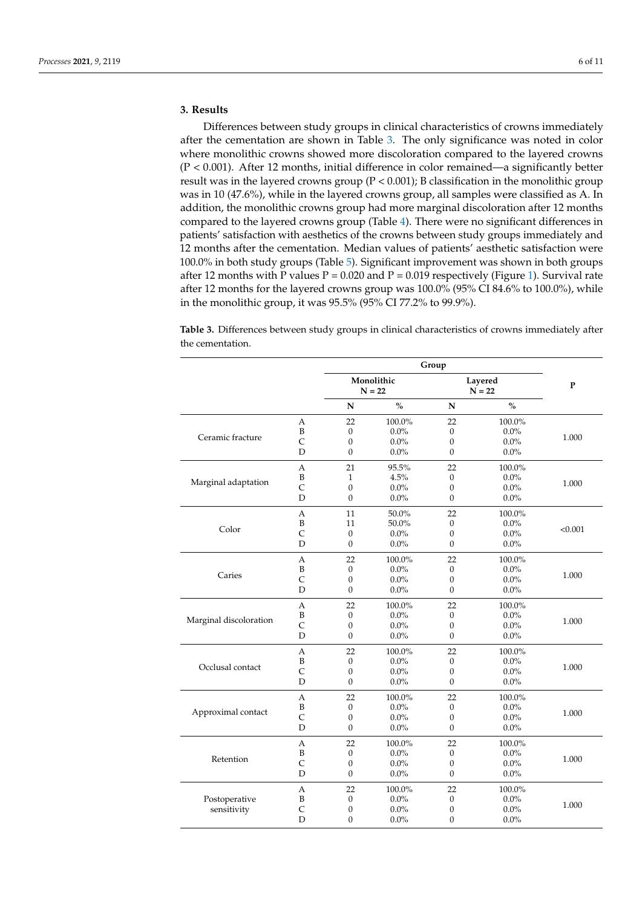## 3. Results

Differences between study groups in clinical characteristics of crowns immediately after the cementation are shown in Table 3. The only significance was noted in color where monolithic crowns showed more discoloration compared to the layered crowns ($P < 0.001$). After 12 months, initial difference in color remained—a significantly better result was in the layered crowns group ($P < 0.001$); B classification in the monolithic group was in 10 (47.6%), while in the layered crowns group, all samples were classified as A. In addition, the monolithic crowns group had more marginal discoloration after 12 months compared to the layered crowns group (Table 4). There were no significant differences in patients' satisfaction with aesthetics of the crowns between study groups immediately and 12 months after the cementation. Median values of patients' aesthetic satisfaction were 100.0% in both study groups (Table 5). Significant improvement was shown in both groups after 12 months with P values $P = 0.020$ and $P = 0.019$ respectively (Figure 1). Survival rate after 12 months for the layered crowns group was 100.0% (95% CI 84.6% to 100.0%), while in the monolithic group, it was 95.5% (95% CI 77.2% to 99.9%).

**Table 3.** Differences between study groups in clinical characteristics of crowns immediately after the cementation.

| | | Group | | | | P |
|---|---|---|---|---|---|---|
| | | Monolithic N = 22 | | Layered N = 22 | | |
| | | N | % | N | % | |
| Ceramic fracture | A | 22 | 100.0% | 22 | 100.0% | 1.000 |
| | B | 0 | 0.0% | 0 | 0.0% | |
| | C | 0 | 0.0% | 0 | 0.0% | |
| | D | 0 | 0.0% | 0 | 0.0% | |
| Marginal adaptation | A | 21 | 95.5% | 22 | 100.0% | 1.000 |
| | B | 1 | 4.5% | 0 | 0.0% | |
| | C | 0 | 0.0% | 0 | 0.0% | |
| | D | 0 | 0.0% | 0 | 0.0% | |
| Color | A | 11 | 50.0% | 22 | 100.0% | <0.001 |
| | B | 11 | 50.0% | 0 | 0.0% | |
| | C | 0 | 0.0% | 0 | 0.0% | |
| | D | 0 | 0.0% | 0 | 0.0% | |
| Caries | A | 22 | 100.0% | 22 | 100.0% | 1.000 |
| | B | 0 | 0.0% | 0 | 0.0% | |
| | C | 0 | 0.0% | 0 | 0.0% | |
| | D | 0 | 0.0% | 0 | 0.0% | |
| Marginal discoloration | A | 22 | 100.0% | 22 | 100.0% | 1.000 |
| | B | 0 | 0.0% | 0 | 0.0% | |
| | C | 0 | 0.0% | 0 | 0.0% | |
| | D | 0 | 0.0% | 0 | 0.0% | |
| Occlusal contact | A | 22 | 100.0% | 22 | 100.0% | 1.000 |
| | B | 0 | 0.0% | 0 | 0.0% | |
| | C | 0 | 0.0% | 0 | 0.0% | |
| | D | 0 | 0.0% | 0 | 0.0% | |
| Approximal contact | A | 22 | 100.0% | 22 | 100.0% | 1.000 |
| | B | 0 | 0.0% | 0 | 0.0% | |
| | C | 0 | 0.0% | 0 | 0.0% | |
| | D | 0 | 0.0% | 0 | 0.0% | |
| Retention | A | 22 | 100.0% | 22 | 100.0% | 1.000 |
| | B | 0 | 0.0% | 0 | 0.0% | |
| | C | 0 | 0.0% | 0 | 0.0% | |
| | D | 0 | 0.0% | 0 | 0.0% | |
| Postoperative sensitivity | A | 22 | 100.0% | 22 | 100.0% | 1.000 |
| | B | 0 | 0.0% | 0 | 0.0% | |
| | C | 0 | 0.0% | 0 | 0.0% | |
| | D | 0 | 0.0% | 0 | 0.0% | |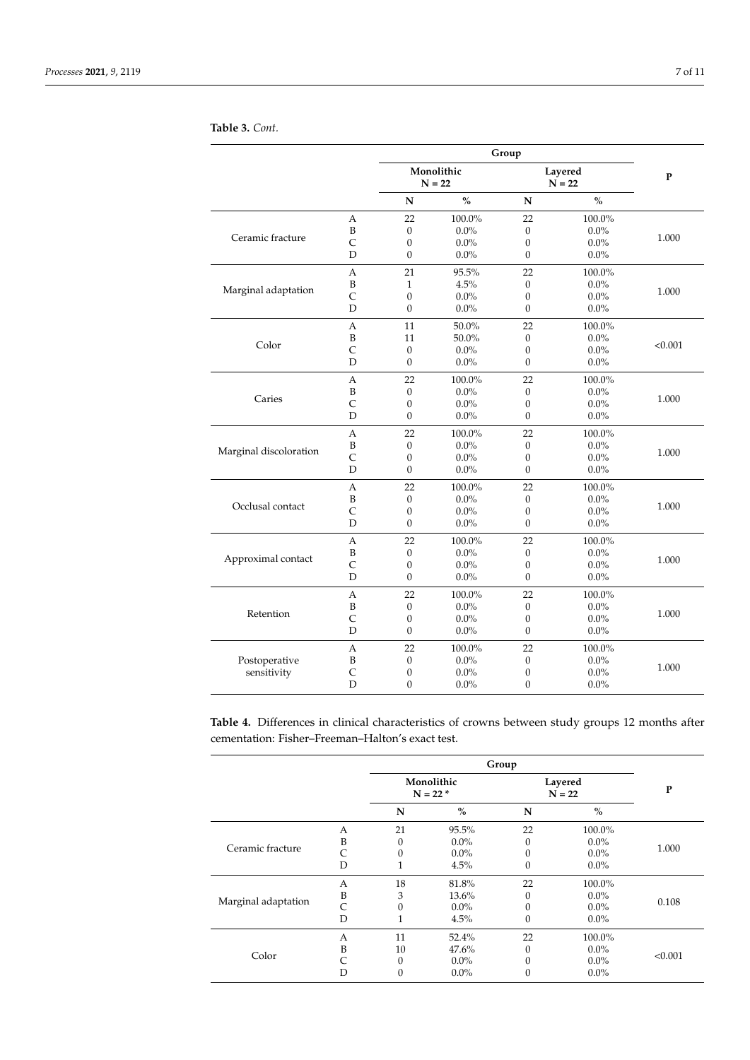**Table 3.** *Cont.*

| | | Group | | | | P |
|---|---|---|---|---|---|---|
| | | Monolithic N = 22 | | Layered N = 22 | | |
| | | N | % | N | % | |
| Ceramic fracture | A | 22 | 100.0% | 22 | 100.0% | 1.000 |
| | B | 0 | 0.0% | 0 | 0.0% | |
| | C | 0 | 0.0% | 0 | 0.0% | |
| | D | 0 | 0.0% | 0 | 0.0% | |
| Marginal adaptation | A | 21 | 95.5% | 22 | 100.0% | 1.000 |
| | B | 1 | 4.5% | 0 | 0.0% | |
| | C | 0 | 0.0% | 0 | 0.0% | |
| | D | 0 | 0.0% | 0 | 0.0% | |
| Color | A | 11 | 50.0% | 22 | 100.0% | <0.001 |
| | B | 11 | 50.0% | 0 | 0.0% | |
| | C | 0 | 0.0% | 0 | 0.0% | |
| | D | 0 | 0.0% | 0 | 0.0% | |
| Caries | A | 22 | 100.0% | 22 | 100.0% | 1.000 |
| | B | 0 | 0.0% | 0 | 0.0% | |
| | C | 0 | 0.0% | 0 | 0.0% | |
| | D | 0 | 0.0% | 0 | 0.0% | |
| Marginal discoloration | A | 22 | 100.0% | 22 | 100.0% | 1.000 |
| | B | 0 | 0.0% | 0 | 0.0% | |
| | C | 0 | 0.0% | 0 | 0.0% | |
| | D | 0 | 0.0% | 0 | 0.0% | |
| Occlusal contact | A | 22 | 100.0% | 22 | 100.0% | 1.000 |
| | B | 0 | 0.0% | 0 | 0.0% | |
| | C | 0 | 0.0% | 0 | 0.0% | |
| | D | 0 | 0.0% | 0 | 0.0% | |
| Approximal contact | A | 22 | 100.0% | 22 | 100.0% | 1.000 |
| | B | 0 | 0.0% | 0 | 0.0% | |
| | C | 0 | 0.0% | 0 | 0.0% | |
| | D | 0 | 0.0% | 0 | 0.0% | |
| Retention | A | 22 | 100.0% | 22 | 100.0% | 1.000 |
| | B | 0 | 0.0% | 0 | 0.0% | |
| | C | 0 | 0.0% | 0 | 0.0% | |
| | D | 0 | 0.0% | 0 | 0.0% | |
| Postoperative sensitivity | A | 22 | 100.0% | 22 | 100.0% | 1.000 |
| | B | 0 | 0.0% | 0 | 0.0% | |
| | C | 0 | 0.0% | 0 | 0.0% | |
| | D | 0 | 0.0% | 0 | 0.0% | |

**Table 4.** Differences in clinical characteristics of crowns between study groups 12 months after cementation: Fisher–Freeman–Halton's exact test.

| | | Group | | | | P |
|---|---|---|---|---|---|---|
| | | Monolithic N = 22 * | | Layered N = 22 | | |
| | | N | % | N | % | |
| Ceramic fracture | A | 21 | 95.5% | 22 | 100.0% | 1.000 |
| | B | 0 | 0.0% | 0 | 0.0% | |
| | C | 0 | 0.0% | 0 | 0.0% | |
| | D | 1 | 4.5% | 0 | 0.0% | |
| Marginal adaptation | A | 18 | 81.8% | 22 | 100.0% | 0.108 |
| | B | 3 | 13.6% | 0 | 0.0% | |
| | C | 0 | 0.0% | 0 | 0.0% | |
| | D | 1 | 4.5% | 0 | 0.0% | |
| Color | A | 11 | 52.4% | 22 | 100.0% | <0.001 |
| | B | 10 | 47.6% | 0 | 0.0% | |
| | C | 0 | 0.0% | 0 | 0.0% | |
| | D | 0 | 0.0% | 0 | 0.0% | |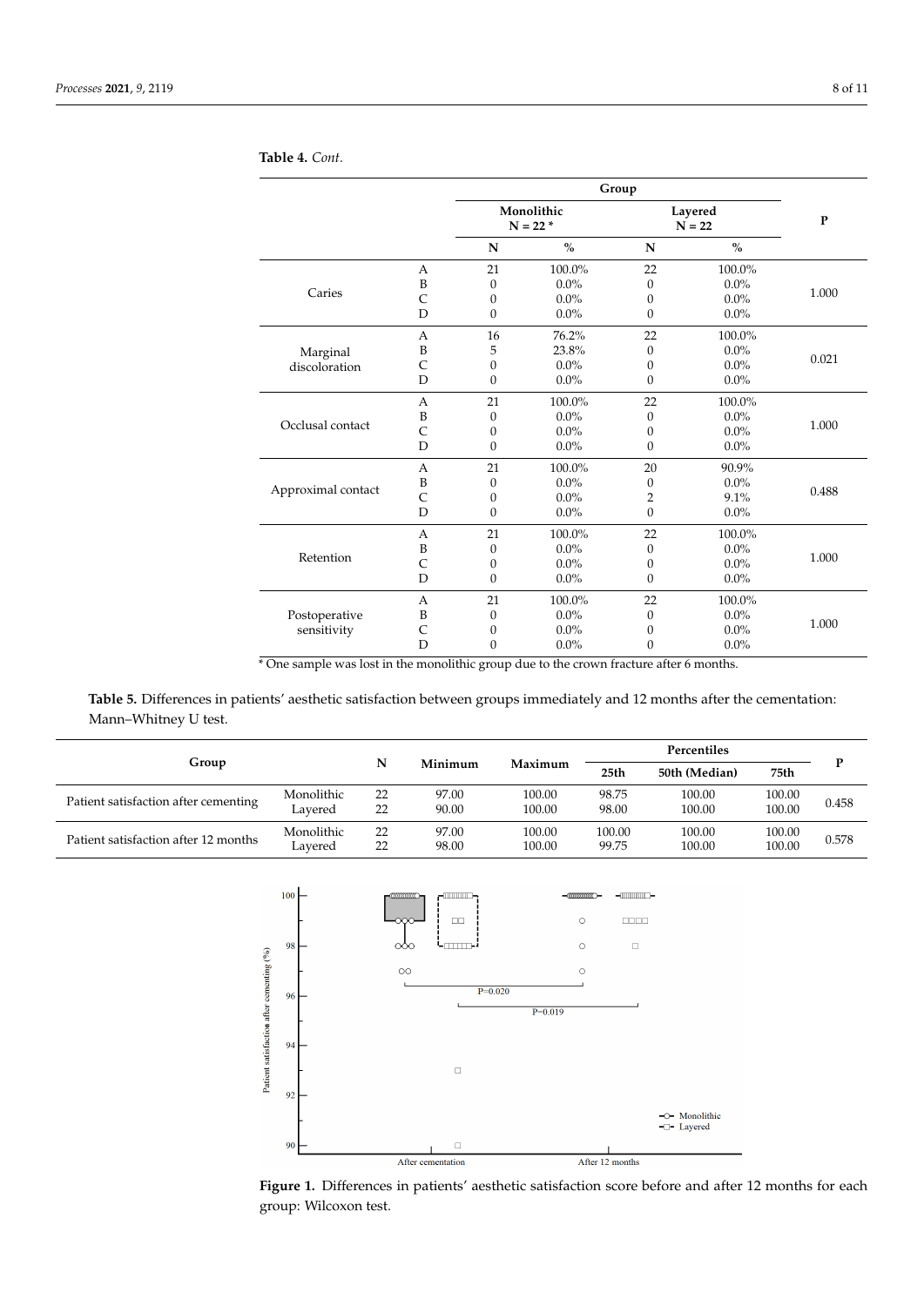**Table 4.** *Cont.*

| | | Group | | | | P |
|---|---|---|---|---|---|---|
| | | Monolithic N = 22 * | | Layered N = 22 | | |
| | | N | % | N | % | |
| Caries | A | 21 | 100.0% | 22 | 100.0% | 1.000 |
| | B | 0 | 0.0% | 0 | 0.0% | |
| | C | 0 | 0.0% | 0 | 0.0% | |
| | D | 0 | 0.0% | 0 | 0.0% | |
| Marginal discoloration | A | 16 | 76.2% | 22 | 100.0% | 0.021 |
| | B | 5 | 23.8% | 0 | 0.0% | |
| | C | 0 | 0.0% | 0 | 0.0% | |
| | D | 0 | 0.0% | 0 | 0.0% | |
| Occlusal contact | A | 21 | 100.0% | 22 | 100.0% | 1.000 |
| | B | 0 | 0.0% | 0 | 0.0% | |
| | C | 0 | 0.0% | 0 | 0.0% | |
| | D | 0 | 0.0% | 0 | 0.0% | |
| Approximal contact | A | 21 | 100.0% | 20 | 90.9% | 0.488 |
| | B | 0 | 0.0% | 0 | 0.0% | |
| | C | 0 | 0.0% | 2 | 9.1% | |
| | D | 0 | 0.0% | 0 | 0.0% | |
| Retention | A | 21 | 100.0% | 22 | 100.0% | 1.000 |
| | B | 0 | 0.0% | 0 | 0.0% | |
| | C | 0 | 0.0% | 0 | 0.0% | |
| | D | 0 | 0.0% | 0 | 0.0% | |
| Postoperative sensitivity | A | 21 | 100.0% | 22 | 100.0% | 1.000 |
| | B | 0 | 0.0% | 0 | 0.0% | |
| | C | 0 | 0.0% | 0 | 0.0% | |
| | D | 0 | 0.0% | 0 | 0.0% | |

\* One sample was lost in the monolithic group due to the crown fracture after 6 months.

**Table 5.** Differences in patients' aesthetic satisfaction between groups immediately and 12 months after the cementation: Mann–Whitney U test.

| Group | | N | Minimum | Maximum | Percentiles | | | P |
|---|---|---|---|---|---|---|---|---|
| | | | | | 25th | 50th (Median) | 75th | |
| Patient satisfaction after cementing | Monolithic | 22 | 97.00 | 100.00 | 98.75 | 100.00 | 100.00 | 0.458 |
| | Layered | 22 | 90.00 | 100.00 | 98.00 | 100.00 | 100.00 | |
| Patient satisfaction after 12 months | Monolithic | 22 | 97.00 | 100.00 | 100.00 | 100.00 | 100.00 | 0.578 |
| | Layered | 22 | 98.00 | 100.00 | 99.75 | 100.00 | 100.00 | |

Patient satisfaction after cementing (%)
100
98
96
94
92
90
P=0.020
P=0.019
Monolithic
Layered
After cementation
After 12 months

**Figure 1.** Differences in patients' aesthetic satisfaction score before and after 12 months for each group: Wilcoxon test.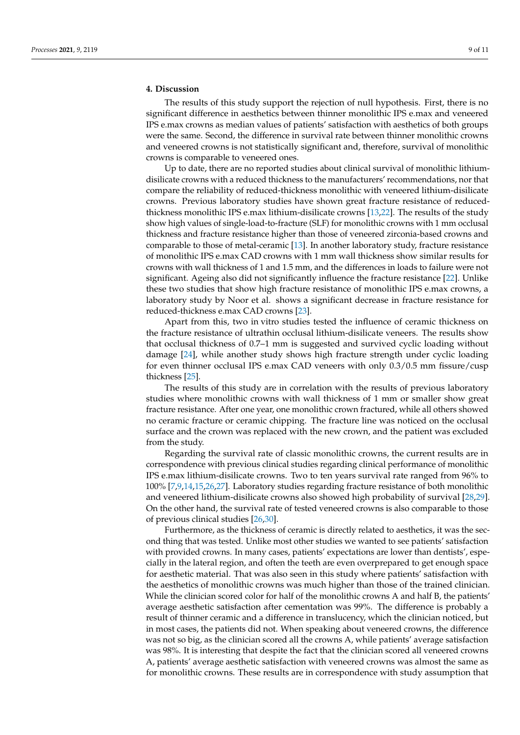## 4. Discussion

The results of this study support the rejection of null hypothesis. First, there is no significant difference in aesthetics between thinner monolithic IPS e.max and veneered IPS e.max crowns as median values of patients' satisfaction with aesthetics of both groups were the same. Second, the difference in survival rate between thinner monolithic crowns and veneered crowns is not statistically significant and, therefore, survival of monolithic crowns is comparable to veneered ones.

Up to date, there are no reported studies about clinical survival of monolithic lithium-disilicate crowns with a reduced thickness to the manufacturers' recommendations, nor that compare the reliability of reduced-thickness monolithic with veneered lithium-disilicate crowns. Previous laboratory studies have shown great fracture resistance of reduced-thickness monolithic IPS e.max lithium-disilicate crowns [13,22]. The results of the study show high values of single-load-to-fracture (SLF) for monolithic crowns with 1 mm occlusal thickness and fracture resistance higher than those of veneered zirconia-based crowns and comparable to those of metal-ceramic [13]. In another laboratory study, fracture resistance of monolithic IPS e.max CAD crowns with 1 mm wall thickness show similar results for crowns with wall thickness of 1 and 1.5 mm, and the differences in loads to failure were not significant. Ageing also did not significantly influence the fracture resistance [22]. Unlike these two studies that show high fracture resistance of monolithic IPS e.max crowns, a laboratory study by Noor et al. shows a significant decrease in fracture resistance for reduced-thickness e.max CAD crowns [23].

Apart from this, two in vitro studies tested the influence of ceramic thickness on the fracture resistance of ultrathin occlusal lithium-disilicate veneers. The results show that occlusal thickness of 0.7–1 mm is suggested and survived cyclic loading without damage [24], while another study shows high fracture strength under cyclic loading for even thinner occlusal IPS e.max CAD veneers with only 0.3/0.5 mm fissure/cusp thickness [25].

The results of this study are in correlation with the results of previous laboratory studies where monolithic crowns with wall thickness of 1 mm or smaller show great fracture resistance. After one year, one monolithic crown fractured, while all others showed no ceramic fracture or ceramic chipping. The fracture line was noticed on the occlusal surface and the crown was replaced with the new crown, and the patient was excluded from the study.

Regarding the survival rate of classic monolithic crowns, the current results are in correspondence with previous clinical studies regarding clinical performance of monolithic IPS e.max lithium-disilicate crowns. Two to ten years survival rate ranged from 96% to 100% [7,9,14,15,26,27]. Laboratory studies regarding fracture resistance of both monolithic and veneered lithium-disilicate crowns also showed high probability of survival [28,29]. On the other hand, the survival rate of tested veneered crowns is also comparable to those of previous clinical studies [26,30].

Furthermore, as the thickness of ceramic is directly related to aesthetics, it was the second thing that was tested. Unlike most other studies we wanted to see patients' satisfaction with provided crowns. In many cases, patients' expectations are lower than dentists', especially in the lateral region, and often the teeth are even overprepared to get enough space for aesthetic material. That was also seen in this study where patients' satisfaction with the aesthetics of monolithic crowns was much higher than those of the trained clinician. While the clinician scored color for half of the monolithic crowns A and half B, the patients' average aesthetic satisfaction after cementation was 99%. The difference is probably a result of thinner ceramic and a difference in translucency, which the clinician noticed, but in most cases, the patients did not. When speaking about veneered crowns, the difference was not so big, as the clinician scored all the crowns A, while patients' average satisfaction was 98%. It is interesting that despite the fact that the clinician scored all veneered crowns A, patients' average aesthetic satisfaction with veneered crowns was almost the same as for monolithic crowns. These results are in correspondence with study assumption that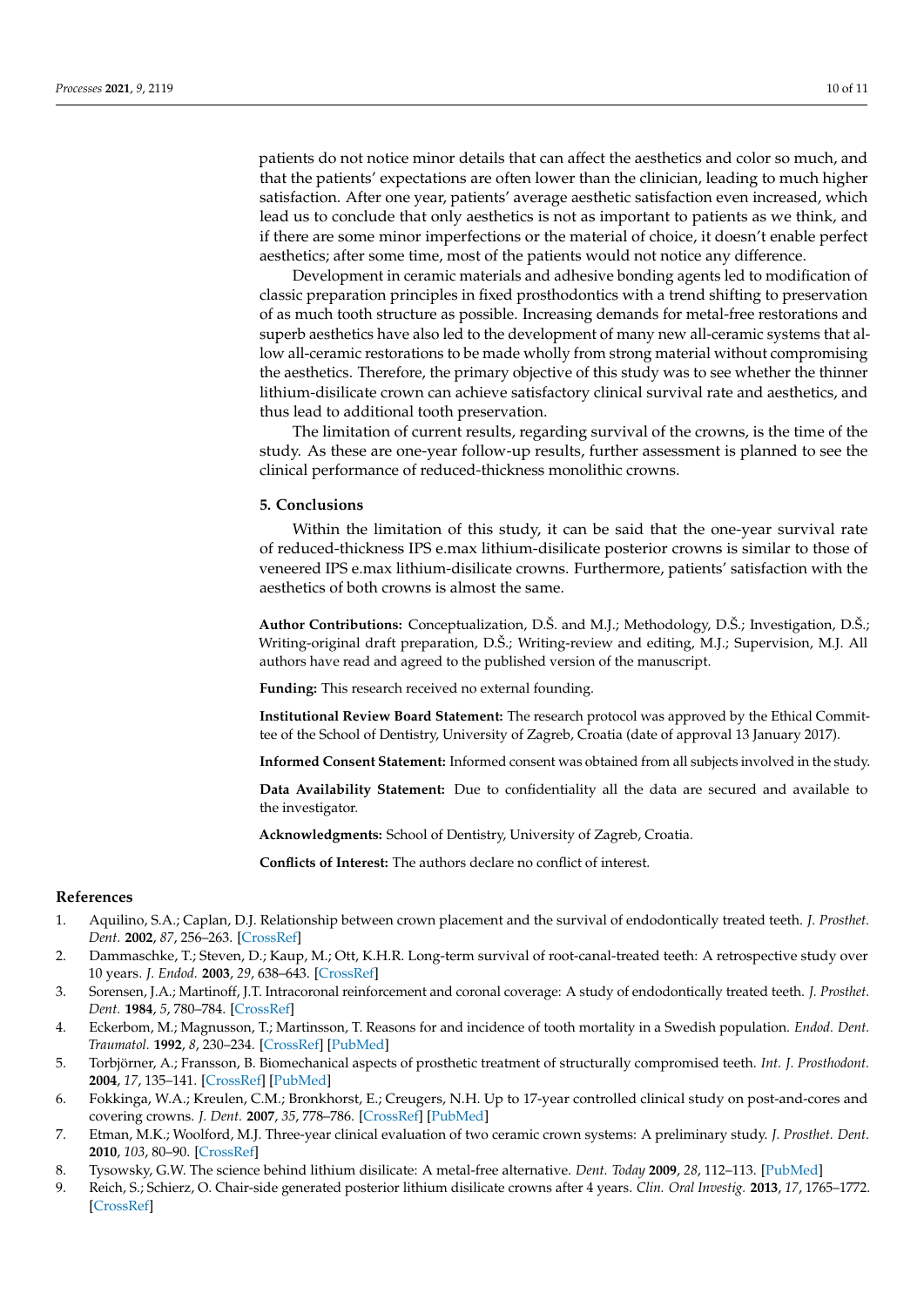patients do not notice minor details that can affect the aesthetics and color so much, and that the patients' expectations are often lower than the clinician, leading to much higher satisfaction. After one year, patients' average aesthetic satisfaction even increased, which lead us to conclude that only aesthetics is not as important to patients as we think, and if there are some minor imperfections or the material of choice, it doesn't enable perfect aesthetics; after some time, most of the patients would not notice any difference.

Development in ceramic materials and adhesive bonding agents led to modification of classic preparation principles in fixed prosthodontics with a trend shifting to preservation of as much tooth structure as possible. Increasing demands for metal-free restorations and superb aesthetics have also led to the development of many new all-ceramic systems that allow all-ceramic restorations to be made wholly from strong material without compromising the aesthetics. Therefore, the primary objective of this study was to see whether the thinner lithium-disilicate crown can achieve satisfactory clinical survival rate and aesthetics, and thus lead to additional tooth preservation.

The limitation of current results, regarding survival of the crowns, is the time of the study. As these are one-year follow-up results, further assessment is planned to see the clinical performance of reduced-thickness monolithic crowns.

## 5. Conclusions

Within the limitation of this study, it can be said that the one-year survival rate of reduced-thickness IPS e.max lithium-disilicate posterior crowns is similar to those of veneered IPS e.max lithium-disilicate crowns. Furthermore, patients' satisfaction with the aesthetics of both crowns is almost the same.

**Author Contributions:** Conceptualization, D.Š. and M.J.; Methodology, D.Š.; Investigation, D.Š.; Writing-original draft preparation, D.Š.; Writing-review and editing, M.J.; Supervision, M.J. All authors have read and agreed to the published version of the manuscript.

**Funding:** This research received no external founding.

**Institutional Review Board Statement:** The research protocol was approved by the Ethical Committee of the School of Dentistry, University of Zagreb, Croatia (date of approval 13 January 2017).

**Informed Consent Statement:** Informed consent was obtained from all subjects involved in the study.

**Data Availability Statement:** Due to confidentiality all the data are secured and available to the investigator.

**Acknowledgments:** School of Dentistry, University of Zagreb, Croatia.

**Conflicts of Interest:** The authors declare no conflict of interest.

## References

1. Aquilino, S.A.; Caplan, D.J. Relationship between crown placement and the survival of endodontically treated teeth. *J. Prosthet. Dent.* **2002**, *87*, 256–263. [CrossRef]
2. Dammaschke, T.; Steven, D.; Kaup, M.; Ott, K.H.R. Long-term survival of root-canal-treated teeth: A retrospective study over 10 years. *J. Endod.* **2003**, *29*, 638–643. [CrossRef]
3. Sorensen, J.A.; Martinoff, J.T. Intracoronal reinforcement and coronal coverage: A study of endodontically treated teeth. *J. Prosthet. Dent.* **1984**, *5*, 780–784. [CrossRef]
4. Eckerbom, M.; Magnusson, T.; Martinsson, T. Reasons for and incidence of tooth mortality in a Swedish population. *Endod. Dent. Traumatol.* **1992**, *8*, 230–234. [CrossRef] [PubMed]
5. Torbjörner, A.; Fransson, B. Biomechanical aspects of prosthetic treatment of structurally compromised teeth. *Int. J. Prosthodont.* **2004**, *17*, 135–141. [CrossRef] [PubMed]
6. Fokkinga, W.A.; Kreulen, C.M.; Bronkhorst, E.; Creugers, N.H. Up to 17-year controlled clinical study on post-and-cores and covering crowns. *J. Dent.* **2007**, *35*, 778–786. [CrossRef] [PubMed]
7. Etman, M.K.; Woolford, M.J. Three-year clinical evaluation of two ceramic crown systems: A preliminary study. *J. Prosthet. Dent.* **2010**, *103*, 80–90. [CrossRef]
8. Tysowsky, G.W. The science behind lithium disilicate: A metal-free alternative. *Dent. Today* **2009**, *28*, 112–113. [PubMed]
9. Reich, S.; Schierz, O. Chair-side generated posterior lithium disilicate crowns after 4 years. *Clin. Oral Investig.* **2013**, *17*, 1765–1772. [CrossRef]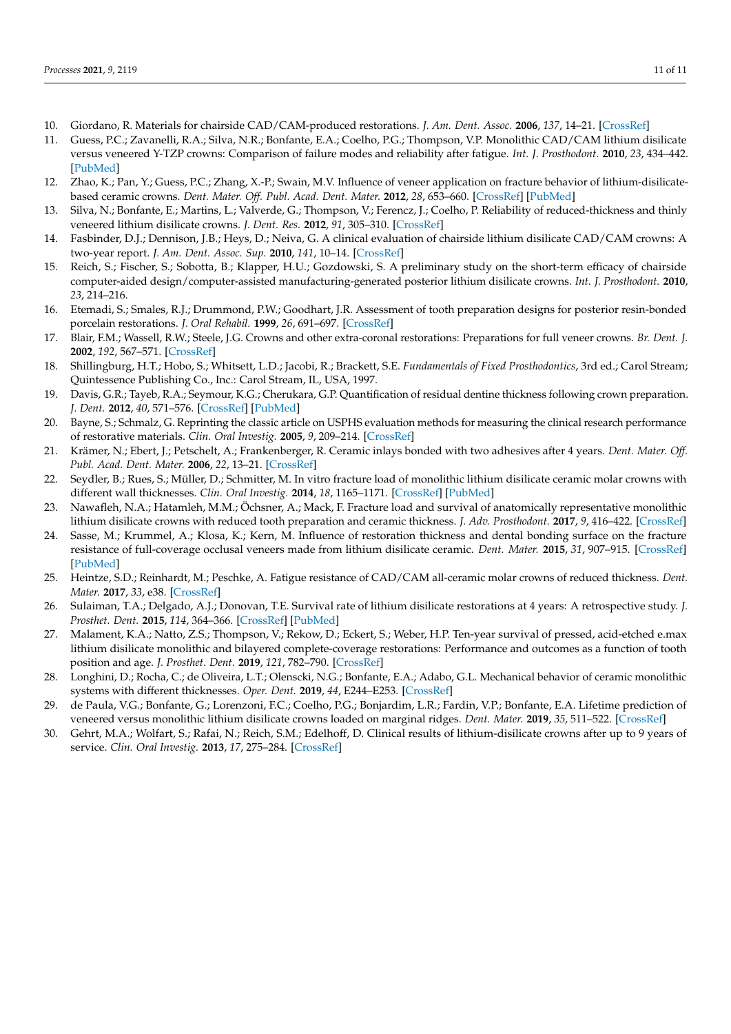10. Giordano, R. Materials for chairside CAD/CAM-produced restorations. *J. Am. Dent. Assoc.* **2006**, *137*, 14–21. [CrossRef]
11. Guess, P.C.; Zavanelli, R.A.; Silva, N.R.; Bonfante, E.A.; Coelho, P.G.; Thompson, V.P. Monolithic CAD/CAM lithium disilicate versus veneered Y-TZP crowns: Comparison of failure modes and reliability after fatigue. *Int. J. Prosthodont.* **2010**, *23*, 434–442. [PubMed]
12. Zhao, K.; Pan, Y.; Guess, P.C.; Zhang, X.-P.; Swain, M.V. Influence of veneer application on fracture behavior of lithium-disilicate-based ceramic crowns. *Dent. Mater. Off. Publ. Acad. Dent. Mater.* **2012**, *28*, 653–660. [CrossRef] [PubMed]
13. Silva, N.; Bonfante, E.; Martins, L.; Valverde, G.; Thompson, V.; Ferencz, J.; Coelho, P. Reliability of reduced-thickness and thinly veneered lithium disilicate crowns. *J. Dent. Res.* **2012**, *91*, 305–310. [CrossRef]
14. Fasbinder, D.J.; Dennison, J.B.; Heys, D.; Neiva, G. A clinical evaluation of chairside lithium disilicate CAD/CAM crowns: A two-year report. *J. Am. Dent. Assoc. Sup.* **2010**, *141*, 10–14. [CrossRef]
15. Reich, S.; Fischer, S.; Sobotta, B.; Klapper, H.U.; Gozdowski, S. A preliminary study on the short-term efficacy of chairside computer-aided design/computer-assisted manufacturing-generated posterior lithium disilicate crowns. *Int. J. Prosthodont.* **2010**, *23*, 214–216.
16. Etemadi, S.; Smales, R.J.; Drummond, P.W.; Goodhart, J.R. Assessment of tooth preparation designs for posterior resin-bonded porcelain restorations. *J. Oral Rehabil.* **1999**, *26*, 691–697. [CrossRef]
17. Blair, F.M.; Wassell, R.W.; Steele, J.G. Crowns and other extra-coronal restorations: Preparations for full veneer crowns. *Br. Dent. J.* **2002**, *192*, 567–571. [CrossRef]
18. Shillingburg, H.T.; Hobo, S.; Whitsett, L.D.; Jacobi, R.; Brackett, S.E. *Fundamentals of Fixed Prosthodontics*, 3rd ed.; Carol Stream; Quintessence Publishing Co., Inc.: Carol Stream, IL, USA, 1997.
19. Davis, G.R.; Tayeb, R.A.; Seymour, K.G.; Cherukara, G.P. Quantification of residual dentine thickness following crown preparation. *J. Dent.* **2012**, *40*, 571–576. [CrossRef] [PubMed]
20. Bayne, S.; Schmalz, G. Reprinting the classic article on USPHS evaluation methods for measuring the clinical research performance of restorative materials. *Clin. Oral Investig.* **2005**, *9*, 209–214. [CrossRef]
21. Krämer, N.; Ebert, J.; Petschelt, A.; Frankenberger, R. Ceramic inlays bonded with two adhesives after 4 years. *Dent. Mater. Off. Publ. Acad. Dent. Mater.* **2006**, *22*, 13–21. [CrossRef]
22. Seydler, B.; Rues, S.; Müller, D.; Schmitter, M. In vitro fracture load of monolithic lithium disilicate ceramic molar crowns with different wall thicknesses. *Clin. Oral Investig.* **2014**, *18*, 1165–1171. [CrossRef] [PubMed]
23. Nawafleh, N.A.; Hatamleh, M.M.; Öchsner, A.; Mack, F. Fracture load and survival of anatomically representative monolithic lithium disilicate crowns with reduced tooth preparation and ceramic thickness. *J. Adv. Prosthodont.* **2017**, *9*, 416–422. [CrossRef]
24. Sasse, M.; Krummel, A.; Klosa, K.; Kern, M. Influence of restoration thickness and dental bonding surface on the fracture resistance of full-coverage occlusal veneers made from lithium disilicate ceramic. *Dent. Mater.* **2015**, *31*, 907–915. [CrossRef] [PubMed]
25. Heintze, S.D.; Reinhardt, M.; Peschke, A. Fatigue resistance of CAD/CAM all-ceramic molar crowns of reduced thickness. *Dent. Mater.* **2017**, *33*, e38. [CrossRef]
26. Sulaiman, T.A.; Delgado, A.J.; Donovan, T.E. Survival rate of lithium disilicate restorations at 4 years: A retrospective study. *J. Prosthet. Dent.* **2015**, *114*, 364–366. [CrossRef] [PubMed]
27. Malament, K.A.; Natto, Z.S.; Thompson, V.; Rekow, D.; Eckert, S.; Weber, H.P. Ten-year survival of pressed, acid-etched e.max lithium disilicate monolithic and bilayered complete-coverage restorations: Performance and outcomes as a function of tooth position and age. *J. Prosthet. Dent.* **2019**, *121*, 782–790. [CrossRef]
28. Longhini, D.; Rocha, C.; de Oliveira, L.T.; Olenscki, N.G.; Bonfante, E.A.; Adabo, G.L. Mechanical behavior of ceramic monolithic systems with different thicknesses. *Oper. Dent.* **2019**, *44*, E244–E253. [CrossRef]
29. de Paula, V.G.; Bonfante, G.; Lorenzoni, F.C.; Coelho, P.G.; Bonjardim, L.R.; Fardin, V.P.; Bonfante, E.A. Lifetime prediction of veneered versus monolithic lithium disilicate crowns loaded on marginal ridges. *Dent. Mater.* **2019**, *35*, 511–522. [CrossRef]
30. Gehrt, M.A.; Wolfart, S.; Rafai, N.; Reich, S.M.; Edelhoff, D. Clinical results of lithium-disilicate crowns after up to 9 years of service. *Clin. Oral Investig.* **2013**, *17*, 275–284. [CrossRef]